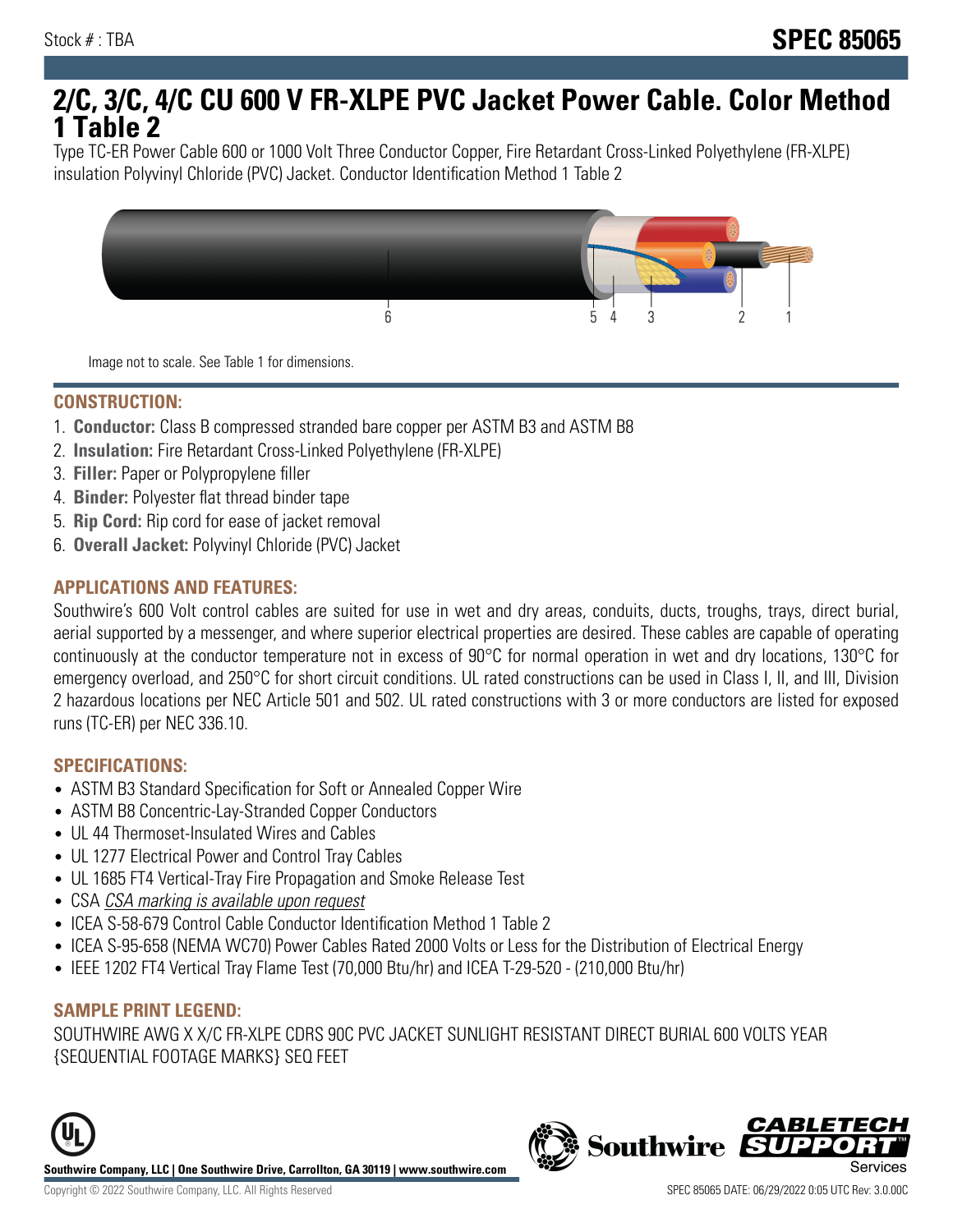Stock # : TBA

**SPEC 85065**

# 2/C, 3/C, 4/C CU 600 V FR-XLPE PVC Jacket Power Cable. Color Method 1 Table 2

Type TC-ER Power Cable 600 or 1000 Volt Three Conductor Copper, Fire Retardant Cross-Linked Polyethylene (FR-XLPE) insulation Polyvinyl Chloride (PVC) Jacket. Conductor Identification Method 1 Table 2

6 5 4 3 2 1

Image not to scale. See Table 1 for dimensions.

## CONSTRUCTION:

1. **Conductor:** Class B compressed stranded bare copper per ASTM B3 and ASTM B8
2. **Insulation:** Fire Retardant Cross-Linked Polyethylene (FR-XLPE)
3. **Filler:** Paper or Polypropylene filler
4. **Binder:** Polyester flat thread binder tape
5. **Rip Cord:** Rip cord for ease of jacket removal
6. **Overall Jacket:** Polyvinyl Chloride (PVC) Jacket

## APPLICATIONS AND FEATURES:

Southwire's 600 Volt control cables are suited for use in wet and dry areas, conduits, ducts, troughs, trays, direct burial, aerial supported by a messenger, and where superior electrical properties are desired. These cables are capable of operating continuously at the conductor temperature not in excess of 90°C for normal operation in wet and dry locations, 130°C for emergency overload, and 250°C for short circuit conditions. UL rated constructions can be used in Class I, II, and III, Division 2 hazardous locations per NEC Article 501 and 502. UL rated constructions with 3 or more conductors are listed for exposed runs (TC-ER) per NEC 336.10.

## SPECIFICATIONS:

- ASTM B3 Standard Specification for Soft or Annealed Copper Wire
- ASTM B8 Concentric-Lay-Stranded Copper Conductors
- UL 44 Thermoset-Insulated Wires and Cables
- UL 1277 Electrical Power and Control Tray Cables
- UL 1685 FT4 Vertical-Tray Fire Propagation and Smoke Release Test
- CSA *CSA marking is available upon request*
- ICEA S-58-679 Control Cable Conductor Identification Method 1 Table 2
- ICEA S-95-658 (NEMA WC70) Power Cables Rated 2000 Volts or Less for the Distribution of Electrical Energy
- IEEE 1202 FT4 Vertical Tray Flame Test (70,000 Btu/hr) and ICEA T-29-520 - (210,000 Btu/hr)

## SAMPLE PRINT LEGEND:

SOUTHWIRE AWG X X/C FR-XLPE CDRS 90C PVC JACKET SUNLIGHT RESISTANT DIRECT BURIAL 600 VOLTS YEAR {SEQUENTIAL FOOTAGE MARKS} SEQ FEET

**Southwire Company, LLC | One Southwire Drive, Carrollton, GA 30119 | www.southwire.com**

Copyright © 2022 Southwire Company, LLC. All Rights Reserved

SPEC 85065 DATE: 06/29/2022 0:05 UTC Rev: 3.0.00C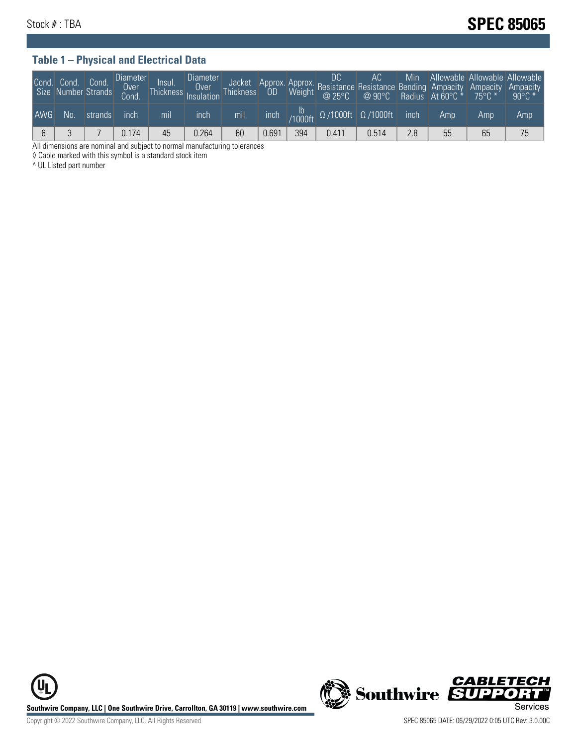### Table 1 – Physical and Electrical Data

| Cond. Size | Cond. Number | Cond. Strands | Diameter Over Cond. | Insul. Thickness | Diameter Over Insulation | Jacket Thickness | Approx. OD | Approx. Weight | DC Resistance @ 25°C | AC Resistance @ 90°C | Min Bending Radius | Allowable Ampacity At 60°C * | Allowable Ampacity 75°C * | Allowable Ampacity 90°C * |
|---|---|---|---|---|---|---|---|---|---|---|---|---|---|---|
| AWG | No. | strands | inch | mil | inch | mil | inch | lb /1000ft | Ω /1000ft | Ω /1000ft | inch | Amp | Amp | Amp |
| 6 | 3 | 7 | 0.174 | 45 | 0.264 | 60 | 0.691 | 394 | 0.411 | 0.514 | 2.8 | 55 | 65 | 75 |

All dimensions are nominal and subject to normal manufacturing tolerances

◊ Cable marked with this symbol is a standard stock item

^ UL Listed part number